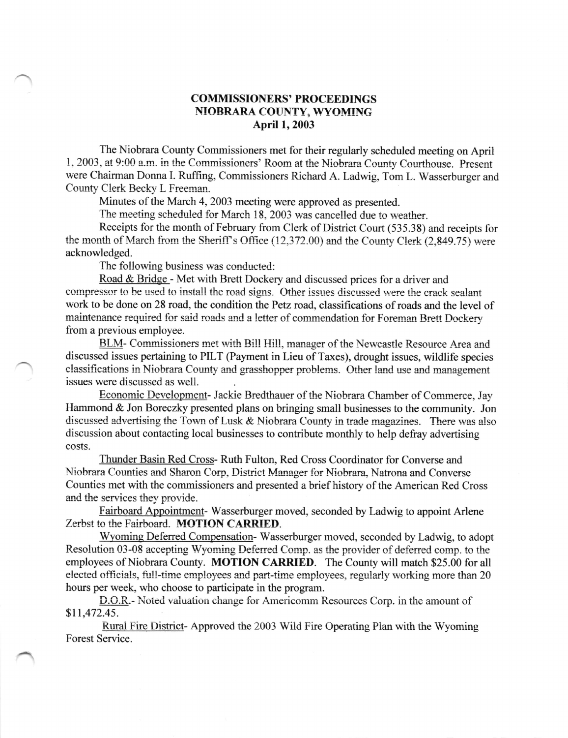# COMMISSIONERS' PROCEEDINGS
# NIOBRARA COUNTY, WYOMING
## April 1, 2003

The Niobrara County Commissioners met for their regularly scheduled meeting on April 1, 2003, at 9:00 a.m. in the Commissioners' Room at the Niobrara County Courthouse. Present were Chairman Donna I. Ruffing, Commissioners Richard A. Ladwig, Tom L. Wasserburger and County Clerk Becky L Freeman.

Minutes of the March 4, 2003 meeting were approved as presented.

The meeting scheduled for March 18, 2003 was cancelled due to weather.

Receipts for the month of February from Clerk of District Court (535.38) and receipts for the month of March from the Sheriff's Office (12,372.00) and the County Clerk (2,849.75) were acknowledged.

The following business was conducted:

Road & Bridge - Met with Brett Dockery and discussed prices for a driver and compressor to be used to install the road signs. Other issues discussed were the crack sealant work to be done on 28 road, the condition the Petz road, classifications of roads and the level of maintenance required for said roads and a letter of commendation for Foreman Brett Dockery from a previous employee.

BLM- Commissioners met with Bill Hill, manager of the Newcastle Resource Area and discussed issues pertaining to PILT (Payment in Lieu of Taxes), drought issues, wildlife species classifications in Niobrara County and grasshopper problems. Other land use and management issues were discussed as well.

Economic Development- Jackie Bredthauer of the Niobrara Chamber of Commerce, Jay Hammond & Jon Boreczky presented plans on bringing small businesses to the community. Jon discussed advertising the Town of Lusk & Niobrara County in trade magazines. There was also discussion about contacting local businesses to contribute monthly to help defray advertising costs.

Thunder Basin Red Cross- Ruth Fulton, Red Cross Coordinator for Converse and Niobrara Counties and Sharon Corp, District Manager for Niobrara, Natrona and Converse Counties met with the commissioners and presented a brief history of the American Red Cross and the services they provide.

Fairboard Appointment- Wasserburger moved, seconded by Ladwig to appoint Arlene Zerbst to the Fairboard. **MOTION CARRIED**.

Wyoming Deferred Compensation- Wasserburger moved, seconded by Ladwig, to adopt Resolution 03-08 accepting Wyoming Deferred Comp. as the provider of deferred comp. to the employees of Niobrara County. **MOTION CARRIED**. The County will match $25.00 for all elected officials, full-time employees and part-time employees, regularly working more than 20 hours per week, who choose to participate in the program.

D.O.R.- Noted valuation change for Americomm Resources Corp. in the amount of $11,472.45.

Rural Fire District- Approved the 2003 Wild Fire Operating Plan with the Wyoming Forest Service.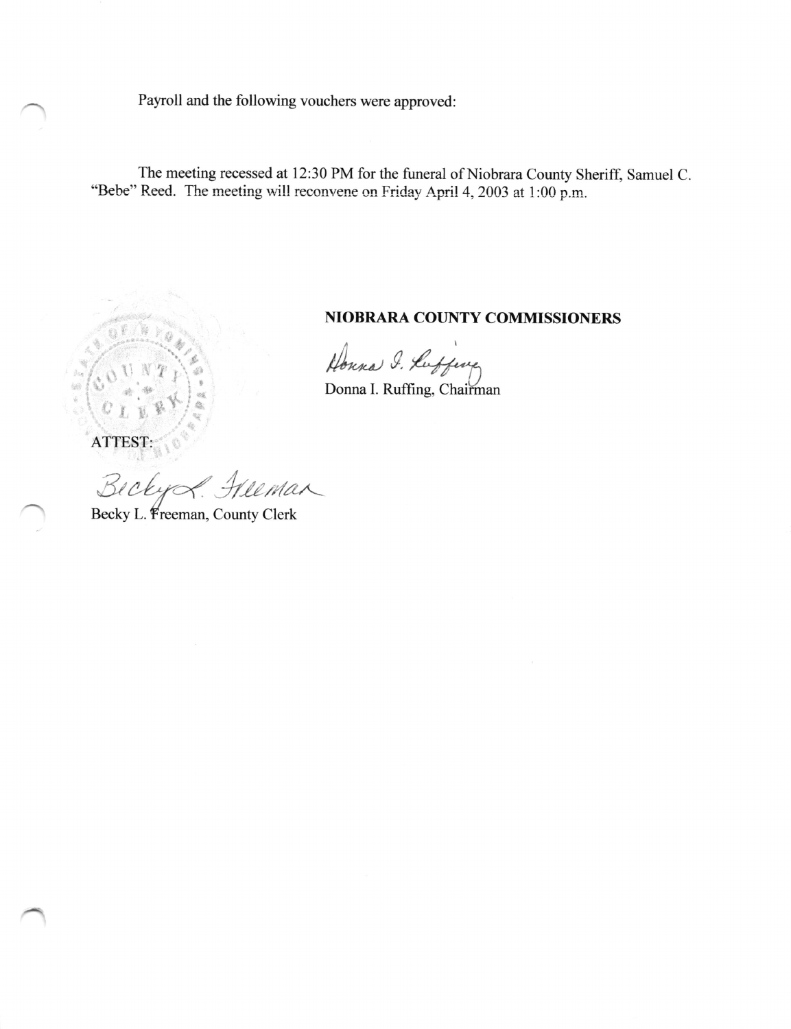Payroll and the following vouchers were approved:

The meeting recessed at 12:30 PM for the funeral of Niobrara County Sheriff, Samuel C. "Bebe" Reed. The meeting will reconvene on Friday April 4, 2003 at 1:00 p.m.

**NIOBRARA COUNTY COMMISSIONERS**

Donna I. Ruffing

Donna I. Ruffing, Chairman

ATTEST:

Becky L. Freeman

Becky L. Freeman, County Clerk